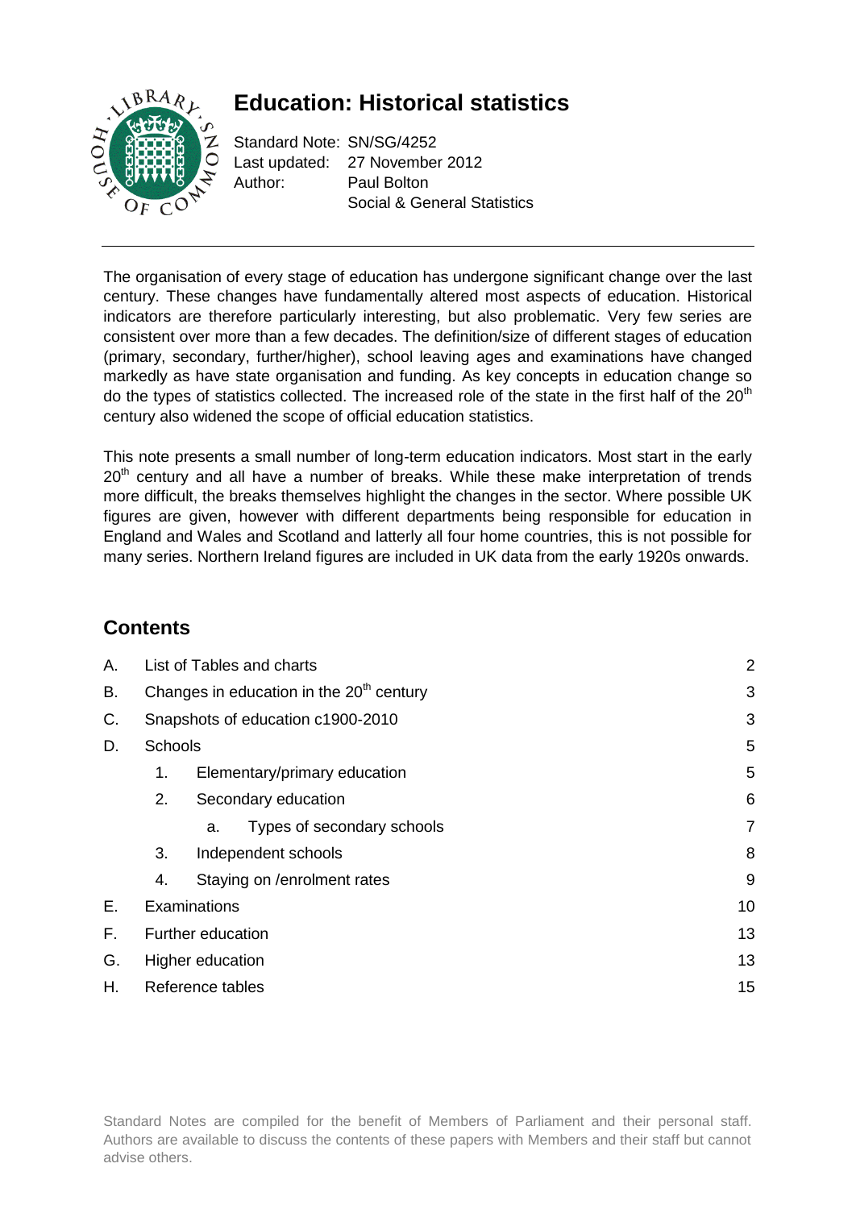# Education: Historical statistics

Standard Note: SN/SG/4252
Last updated: 27 November 2012
Author: Paul Bolton
Social & General Statistics

---

The organisation of every stage of education has undergone significant change over the last century. These changes have fundamentally altered most aspects of education. Historical indicators are therefore particularly interesting, but also problematic. Very few series are consistent over more than a few decades. The definition/size of different stages of education (primary, secondary, further/higher), school leaving ages and examinations have changed markedly as have state organisation and funding. As key concepts in education change so do the types of statistics collected. The increased role of the state in the first half of the 20th century also widened the scope of official education statistics.

This note presents a small number of long-term education indicators. Most start in the early 20th century and all have a number of breaks. While these make interpretation of trends more difficult, the breaks themselves highlight the changes in the sector. Where possible UK figures are given, however with different departments being responsible for education in England and Wales and Scotland and latterly all four home countries, this is not possible for many series. Northern Ireland figures are included in UK data from the early 1920s onwards.

## Contents

| | | |
|---|---|---|
| A. | List of Tables and charts | 2 |
| B. | Changes in education in the 20th century | 3 |
| C. | Snapshots of education c1900-2010 | 3 |
| D. | Schools | 5 |
| | 1. Elementary/primary education | 5 |
| | 2. Secondary education | 6 |
| | a. Types of secondary schools | 7 |
| | 3. Independent schools | 8 |
| | 4. Staying on /enrolment rates | 9 |
| E. | Examinations | 10 |
| F. | Further education | 13 |
| G. | Higher education | 13 |
| H. | Reference tables | 15 |

Standard Notes are compiled for the benefit of Members of Parliament and their personal staff. Authors are available to discuss the contents of these papers with Members and their staff but cannot advise others.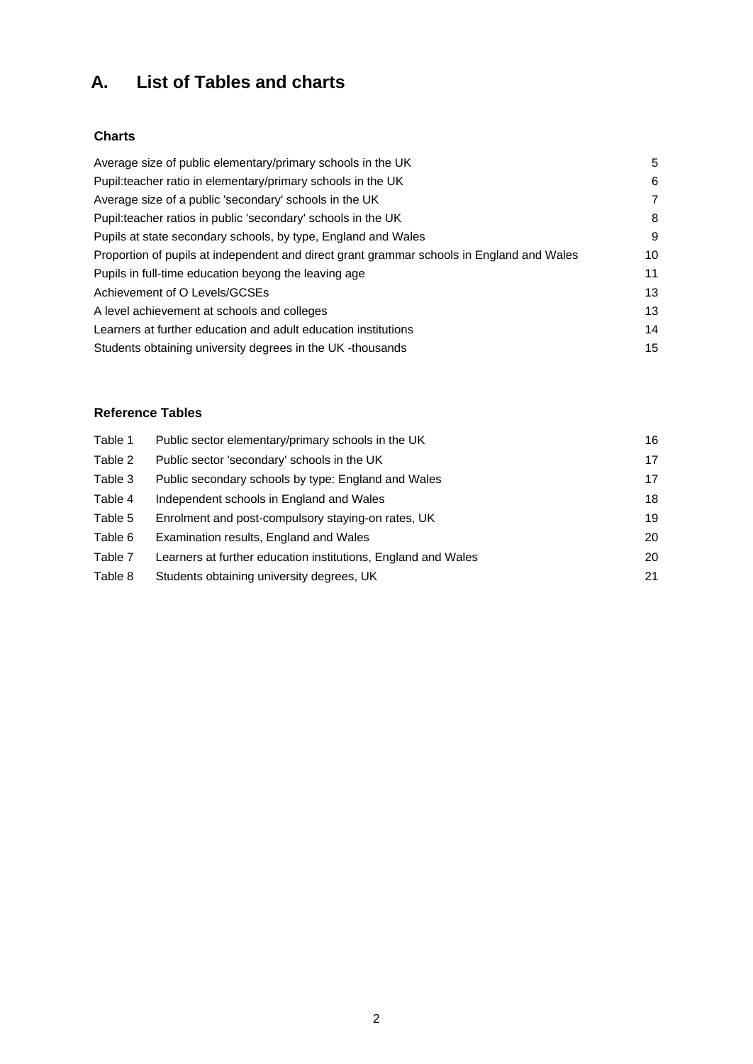# A. List of Tables and charts

### Charts

| | |
|---|---|
| Average size of public elementary/primary schools in the UK | 5 |
| Pupil:teacher ratio in elementary/primary schools in the UK | 6 |
| Average size of a public 'secondary' schools in the UK | 7 |
| Pupil:teacher ratios in public 'secondary' schools in the UK | 8 |
| Pupils at state secondary schools, by type, England and Wales | 9 |
| Proportion of pupils at independent and direct grant grammar schools in England and Wales | 10 |
| Pupils in full-time education beyong the leaving age | 11 |
| Achievement of O Levels/GCSEs | 13 |
| A level achievement at schools and colleges | 13 |
| Learners at further education and adult education institutions | 14 |
| Students obtaining university degrees in the UK -thousands | 15 |

### Reference Tables

| | | |
|---|---|---|
| Table 1 | Public sector elementary/primary schools in the UK | 16 |
| Table 2 | Public sector 'secondary' schools in the UK | 17 |
| Table 3 | Public secondary schools by type: England and Wales | 17 |
| Table 4 | Independent schools in England and Wales | 18 |
| Table 5 | Enrolment and post-compulsory staying-on rates, UK | 19 |
| Table 6 | Examination results, England and Wales | 20 |
| Table 7 | Learners at further education institutions, England and Wales | 20 |
| Table 8 | Students obtaining university degrees, UK | 21 |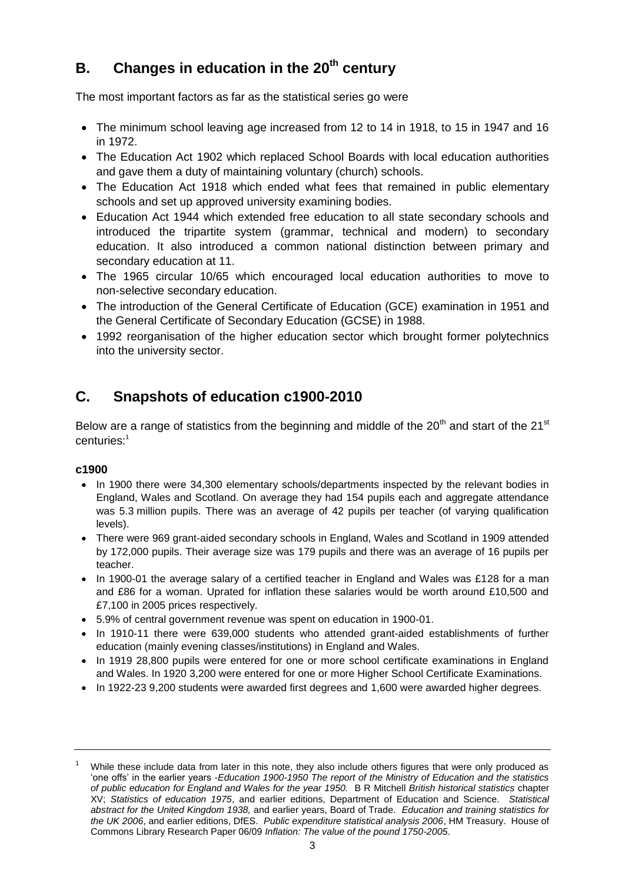## B. Changes in education in the 20th century

The most important factors as far as the statistical series go were

- The minimum school leaving age increased from 12 to 14 in 1918, to 15 in 1947 and 16 in 1972.
- The Education Act 1902 which replaced School Boards with local education authorities and gave them a duty of maintaining voluntary (church) schools.
- The Education Act 1918 which ended what fees that remained in public elementary schools and set up approved university examining bodies.
- Education Act 1944 which extended free education to all state secondary schools and introduced the tripartite system (grammar, technical and modern) to secondary education. It also introduced a common national distinction between primary and secondary education at 11.
- The 1965 circular 10/65 which encouraged local education authorities to move to non-selective secondary education.
- The introduction of the General Certificate of Education (GCE) examination in 1951 and the General Certificate of Secondary Education (GCSE) in 1988.
- 1992 reorganisation of the higher education sector which brought former polytechnics into the university sector.

## C. Snapshots of education c1900-2010

Below are a range of statistics from the beginning and middle of the 20th and start of the 21st centuries:[1]

### c1900

- In 1900 there were 34,300 elementary schools/departments inspected by the relevant bodies in England, Wales and Scotland. On average they had 154 pupils each and aggregate attendance was 5.3 million pupils. There was an average of 42 pupils per teacher (of varying qualification levels).
- There were 969 grant-aided secondary schools in England, Wales and Scotland in 1909 attended by 172,000 pupils. Their average size was 179 pupils and there was an average of 16 pupils per teacher.
- In 1900-01 the average salary of a certified teacher in England and Wales was £128 for a man and £86 for a woman. Uprated for inflation these salaries would be worth around £10,500 and £7,100 in 2005 prices respectively.
- 5.9% of central government revenue was spent on education in 1900-01.
- In 1910-11 there were 639,000 students who attended grant-aided establishments of further education (mainly evening classes/institutions) in England and Wales.
- In 1919 28,800 pupils were entered for one or more school certificate examinations in England and Wales. In 1920 3,200 were entered for one or more Higher School Certificate Examinations.
- In 1922-23 9,200 students were awarded first degrees and 1,600 were awarded higher degrees.

---

[1] While these include data from later in this note, they also include others figures that were only produced as 'one offs' in the earlier years -*Education 1900-1950 The report of the Ministry of Education and the statistics of public education for England and Wales for the year 1950.* B R Mitchell *British historical statistics* chapter XV; *Statistics of education 1975*, and earlier editions, Department of Education and Science. *Statistical abstract for the United Kingdom 1938,* and earlier years, Board of Trade. *Education and training statistics for the UK 2006*, and earlier editions, DfES. *Public expenditure statistical analysis 2006*, HM Treasury. House of Commons Library Research Paper 06/09 *Inflation: The value of the pound 1750-2005*.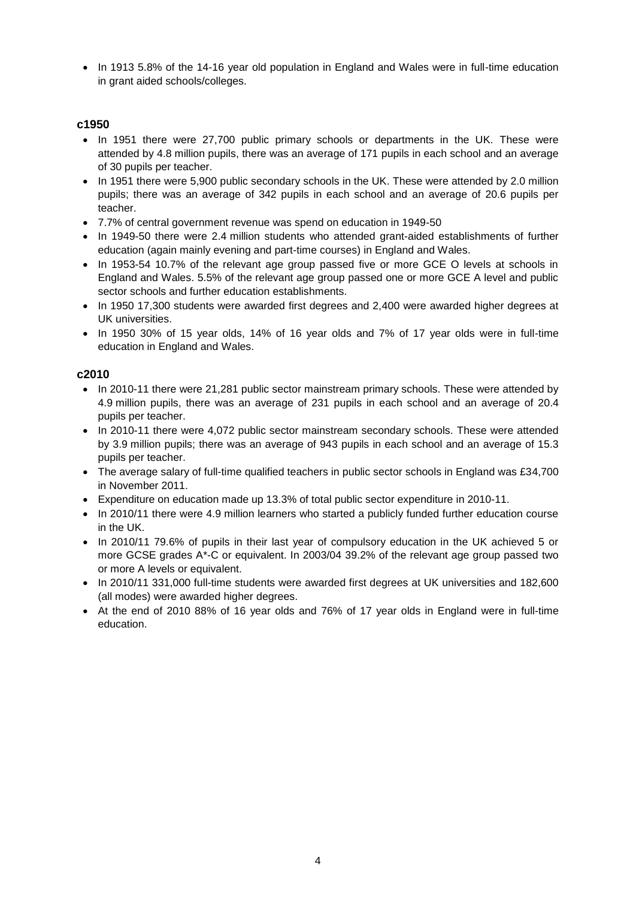- In 1913 5.8% of the 14-16 year old population in England and Wales were in full-time education in grant aided schools/colleges.

### c1950

- In 1951 there were 27,700 public primary schools or departments in the UK. These were attended by 4.8 million pupils, there was an average of 171 pupils in each school and an average of 30 pupils per teacher.
- In 1951 there were 5,900 public secondary schools in the UK. These were attended by 2.0 million pupils; there was an average of 342 pupils in each school and an average of 20.6 pupils per teacher.
- 7.7% of central government revenue was spend on education in 1949-50
- In 1949-50 there were 2.4 million students who attended grant-aided establishments of further education (again mainly evening and part-time courses) in England and Wales.
- In 1953-54 10.7% of the relevant age group passed five or more GCE O levels at schools in England and Wales. 5.5% of the relevant age group passed one or more GCE A level and public sector schools and further education establishments.
- In 1950 17,300 students were awarded first degrees and 2,400 were awarded higher degrees at UK universities.
- In 1950 30% of 15 year olds, 14% of 16 year olds and 7% of 17 year olds were in full-time education in England and Wales.

### c2010

- In 2010-11 there were 21,281 public sector mainstream primary schools. These were attended by 4.9 million pupils, there was an average of 231 pupils in each school and an average of 20.4 pupils per teacher.
- In 2010-11 there were 4,072 public sector mainstream secondary schools. These were attended by 3.9 million pupils; there was an average of 943 pupils in each school and an average of 15.3 pupils per teacher.
- The average salary of full-time qualified teachers in public sector schools in England was £34,700 in November 2011.
- Expenditure on education made up 13.3% of total public sector expenditure in 2010-11.
- In 2010/11 there were 4.9 million learners who started a publicly funded further education course in the UK.
- In 2010/11 79.6% of pupils in their last year of compulsory education in the UK achieved 5 or more GCSE grades A*-C or equivalent. In 2003/04 39.2% of the relevant age group passed two or more A levels or equivalent.
- In 2010/11 331,000 full-time students were awarded first degrees at UK universities and 182,600 (all modes) were awarded higher degrees.
- At the end of 2010 88% of 16 year olds and 76% of 17 year olds in England were in full-time education.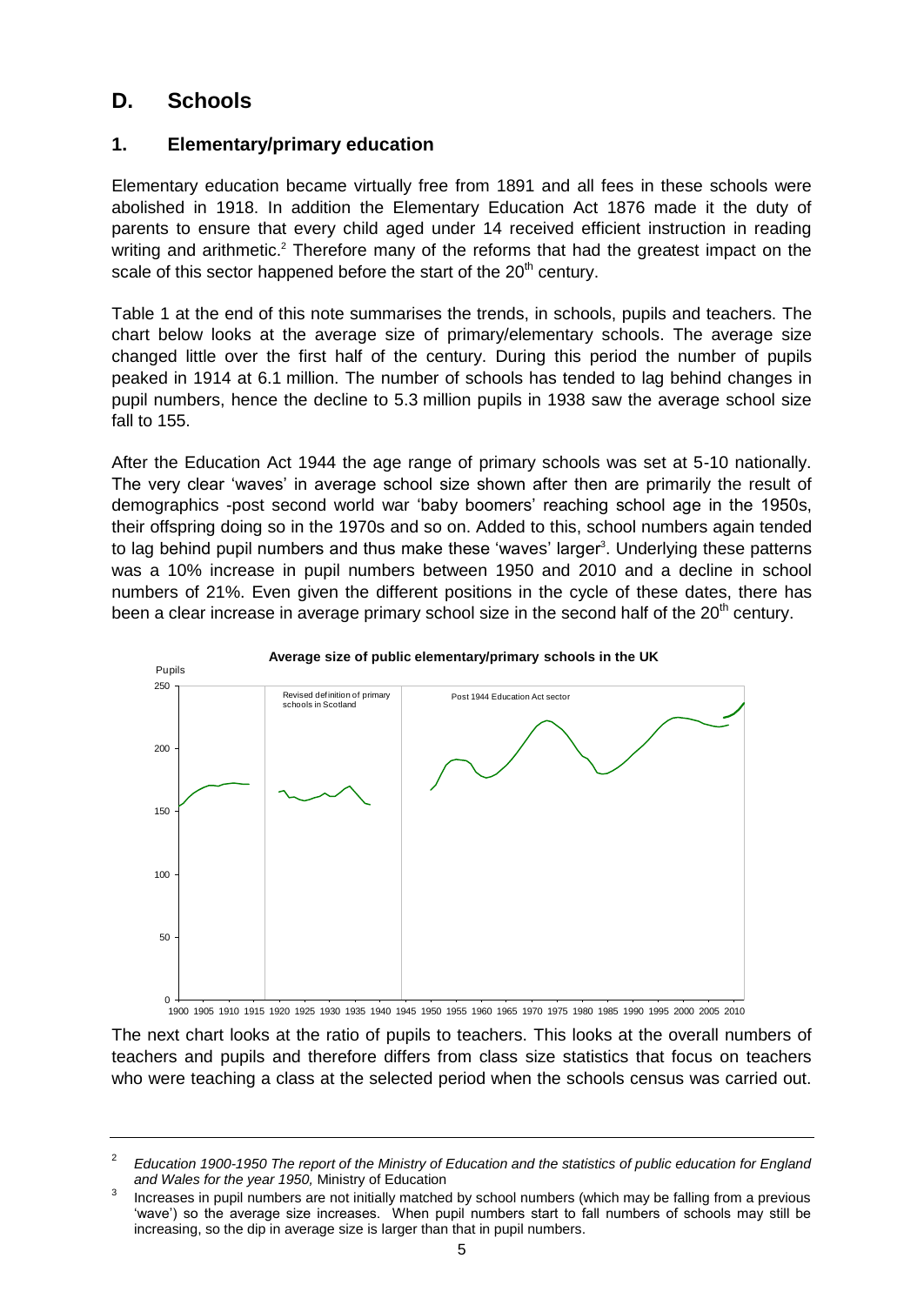## D. Schools

### 1. Elementary/primary education

Elementary education became virtually free from 1891 and all fees in these schools were abolished in 1918. In addition the Elementary Education Act 1876 made it the duty of parents to ensure that every child aged under 14 received efficient instruction in reading writing and arithmetic.[2] Therefore many of the reforms that had the greatest impact on the scale of this sector happened before the start of the 20th century.

Table 1 at the end of this note summarises the trends, in schools, pupils and teachers. The chart below looks at the average size of primary/elementary schools. The average size changed little over the first half of the century. During this period the number of pupils peaked in 1914 at 6.1 million. The number of schools has tended to lag behind changes in pupil numbers, hence the decline to 5.3 million pupils in 1938 saw the average school size fall to 155.

After the Education Act 1944 the age range of primary schools was set at 5-10 nationally. The very clear 'waves' in average school size shown after then are primarily the result of demographics -post second world war 'baby boomers' reaching school age in the 1950s, their offspring doing so in the 1970s and so on. Added to this, school numbers again tended to lag behind pupil numbers and thus make these 'waves' larger[3]. Underlying these patterns was a 10% increase in pupil numbers between 1950 and 2010 and a decline in school numbers of 21%. Even given the different positions in the cycle of these dates, there has been a clear increase in average primary school size in the second half of the 20th century.

**Average size of public elementary/primary schools in the UK**

The next chart looks at the ratio of pupils to teachers. This looks at the overall numbers of teachers and pupils and therefore differs from class size statistics that focus on teachers who were teaching a class at the selected period when the schools census was carried out.

---

[2] *Education 1900-1950 The report of the Ministry of Education and the statistics of public education for England and Wales for the year 1950,* Ministry of Education

[3] Increases in pupil numbers are not initially matched by school numbers (which may be falling from a previous 'wave') so the average size increases. When pupil numbers start to fall numbers of schools may still be increasing, so the dip in average size is larger than that in pupil numbers.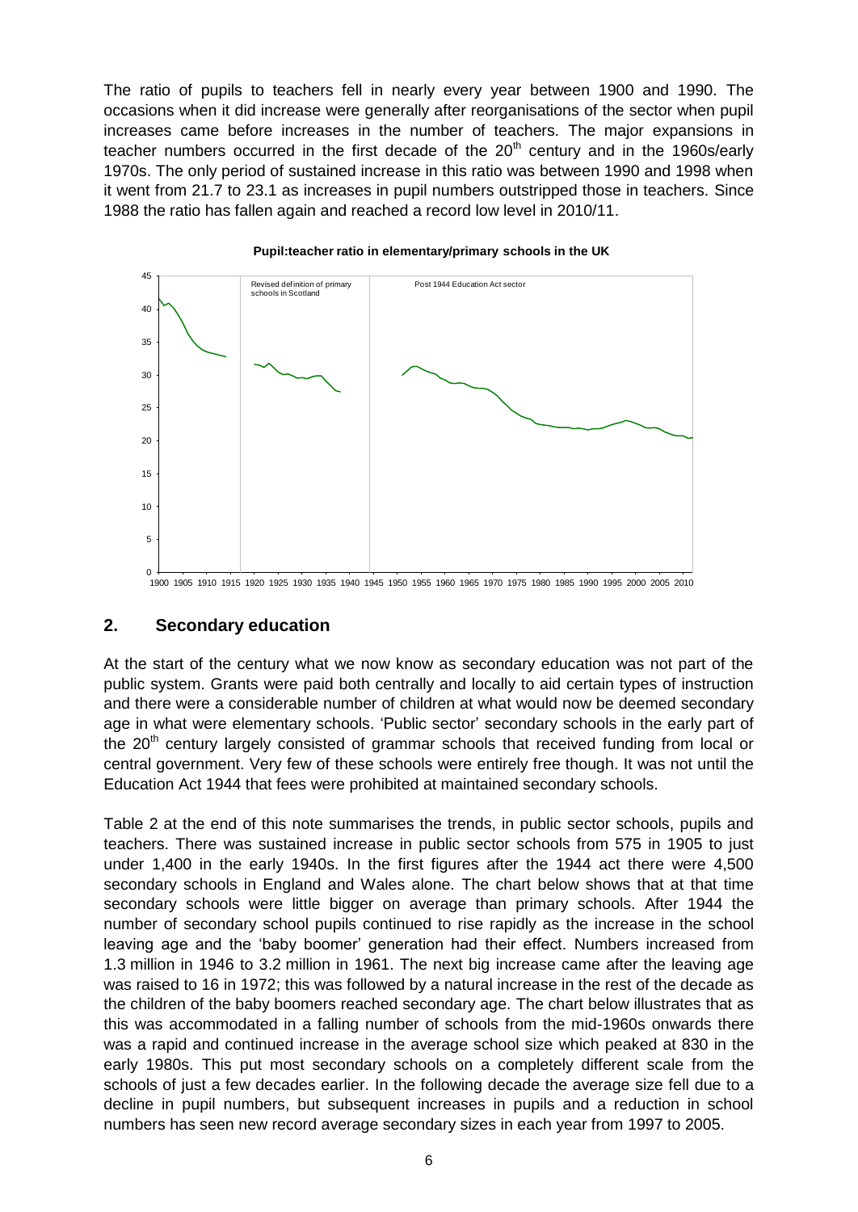The ratio of pupils to teachers fell in nearly every year between 1900 and 1990. The occasions when it did increase were generally after reorganisations of the sector when pupil increases came before increases in the number of teachers. The major expansions in teacher numbers occurred in the first decade of the 20th century and in the 1960s/early 1970s. The only period of sustained increase in this ratio was between 1990 and 1998 when it went from 21.7 to 23.1 as increases in pupil numbers outstripped those in teachers. Since 1988 the ratio has fallen again and reached a record low level in 2010/11.

**Pupil:teacher ratio in elementary/primary schools in the UK**

## 2. Secondary education

At the start of the century what we now know as secondary education was not part of the public system. Grants were paid both centrally and locally to aid certain types of instruction and there were a considerable number of children at what would now be deemed secondary age in what were elementary schools. 'Public sector' secondary schools in the early part of the 20th century largely consisted of grammar schools that received funding from local or central government. Very few of these schools were entirely free though. It was not until the Education Act 1944 that fees were prohibited at maintained secondary schools.

Table 2 at the end of this note summarises the trends, in public sector schools, pupils and teachers. There was sustained increase in public sector schools from 575 in 1905 to just under 1,400 in the early 1940s. In the first figures after the 1944 act there were 4,500 secondary schools in England and Wales alone. The chart below shows that at that time secondary schools were little bigger on average than primary schools. After 1944 the number of secondary school pupils continued to rise rapidly as the increase in the school leaving age and the 'baby boomer' generation had their effect. Numbers increased from 1.3 million in 1946 to 3.2 million in 1961. The next big increase came after the leaving age was raised to 16 in 1972; this was followed by a natural increase in the rest of the decade as the children of the baby boomers reached secondary age. The chart below illustrates that as this was accommodated in a falling number of schools from the mid-1960s onwards there was a rapid and continued increase in the average school size which peaked at 830 in the early 1980s. This put most secondary schools on a completely different scale from the schools of just a few decades earlier. In the following decade the average size fell due to a decline in pupil numbers, but subsequent increases in pupils and a reduction in school numbers has seen new record average secondary sizes in each year from 1997 to 2005.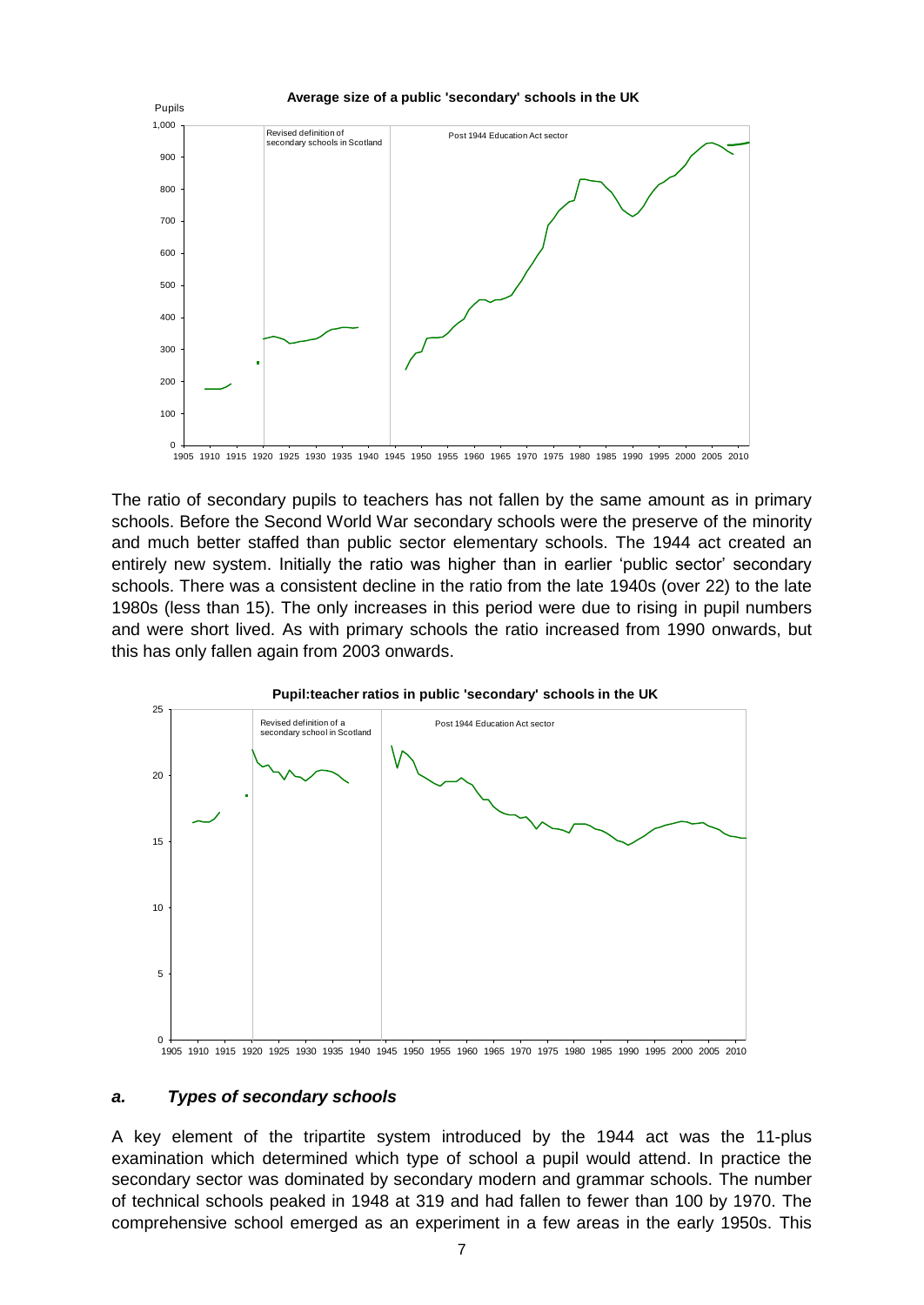**Average size of a public 'secondary' schools in the UK**

The ratio of secondary pupils to teachers has not fallen by the same amount as in primary schools. Before the Second World War secondary schools were the preserve of the minority and much better staffed than public sector elementary schools. The 1944 act created an entirely new system. Initially the ratio was higher than in earlier 'public sector' secondary schools. There was a consistent decline in the ratio from the late 1940s (over 22) to the late 1980s (less than 15). The only increases in this period were due to rising in pupil numbers and were short lived. As with primary schools the ratio increased from 1990 onwards, but this has only fallen again from 2003 onwards.

**Pupil:teacher ratios in public 'secondary' schools in the UK**

### *a. Types of secondary schools*

A key element of the tripartite system introduced by the 1944 act was the 11-plus examination which determined which type of school a pupil would attend. In practice the secondary sector was dominated by secondary modern and grammar schools. The number of technical schools peaked in 1948 at 319 and had fallen to fewer than 100 by 1970. The comprehensive school emerged as an experiment in a few areas in the early 1950s. This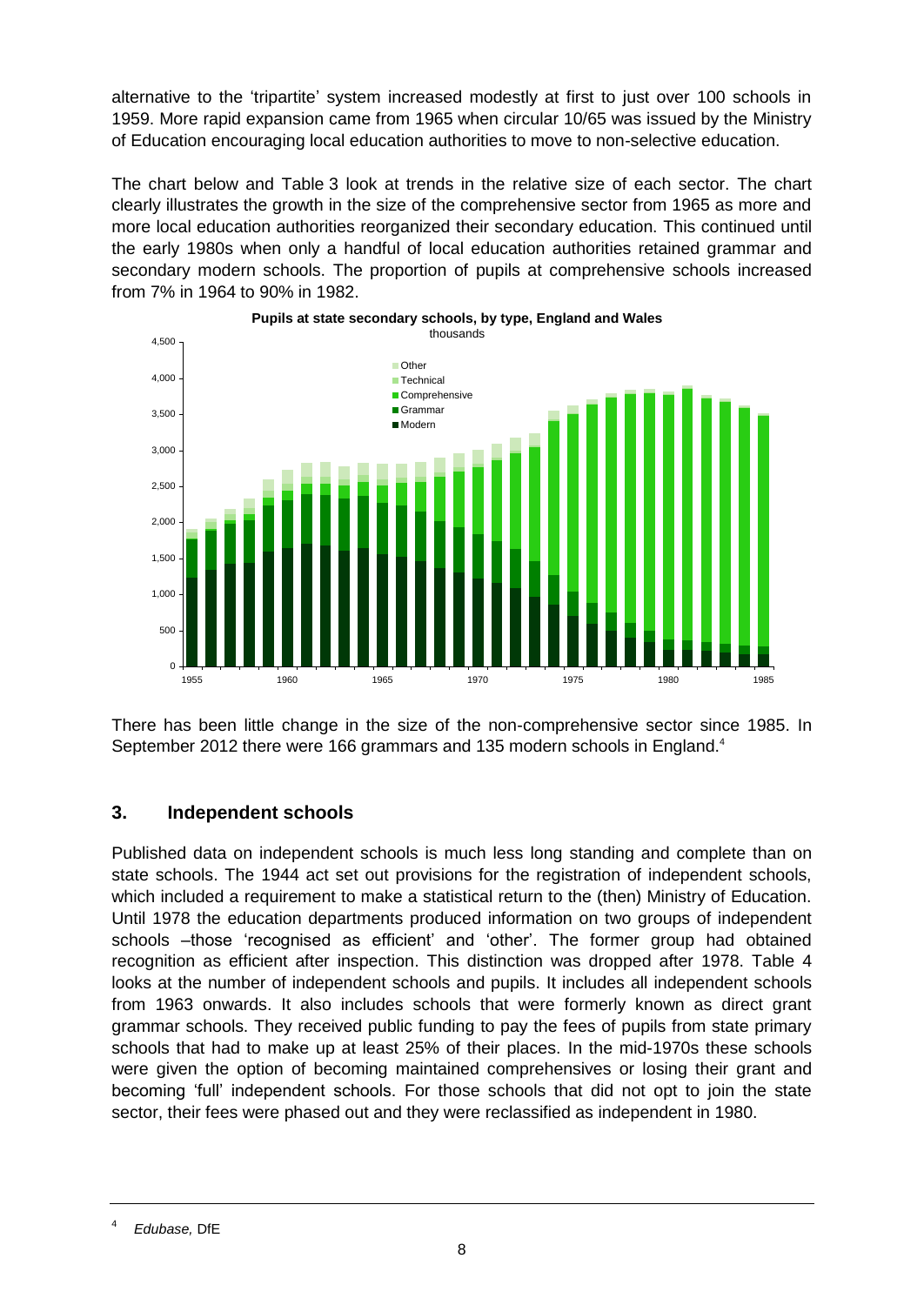alternative to the 'tripartite' system increased modestly at first to just over 100 schools in 1959. More rapid expansion came from 1965 when circular 10/65 was issued by the Ministry of Education encouraging local education authorities to move to non-selective education.

The chart below and Table 3 look at trends in the relative size of each sector. The chart clearly illustrates the growth in the size of the comprehensive sector from 1965 as more and more local education authorities reorganized their secondary education. This continued until the early 1980s when only a handful of local education authorities retained grammar and secondary modern schools. The proportion of pupils at comprehensive schools increased from 7% in 1964 to 90% in 1982.

**Pupils at state secondary schools, by type, England and Wales**
thousands

There has been little change in the size of the non-comprehensive sector since 1985. In September 2012 there were 166 grammars and 135 modern schools in England.[4]

## 3. Independent schools

Published data on independent schools is much less long standing and complete than on state schools. The 1944 act set out provisions for the registration of independent schools, which included a requirement to make a statistical return to the (then) Ministry of Education. Until 1978 the education departments produced information on two groups of independent schools –those 'recognised as efficient' and 'other'. The former group had obtained recognition as efficient after inspection. This distinction was dropped after 1978. Table 4 looks at the number of independent schools and pupils. It includes all independent schools from 1963 onwards. It also includes schools that were formerly known as direct grant grammar schools. They received public funding to pay the fees of pupils from state primary schools that had to make up at least 25% of their places. In the mid-1970s these schools were given the option of becoming maintained comprehensives or losing their grant and becoming 'full' independent schools. For those schools that did not opt to join the state sector, their fees were phased out and they were reclassified as independent in 1980.

[4] *Edubase,* DfE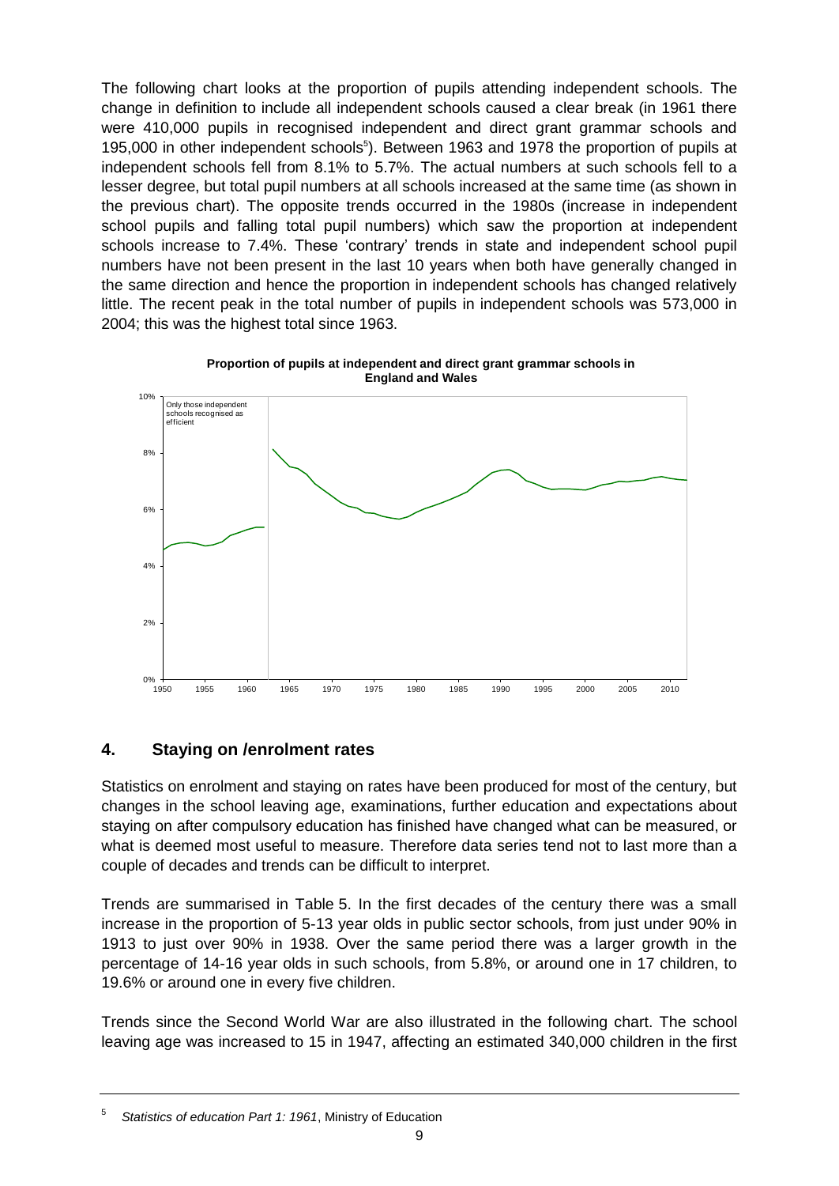The following chart looks at the proportion of pupils attending independent schools. The change in definition to include all independent schools caused a clear break (in 1961 there were 410,000 pupils in recognised independent and direct grant grammar schools and 195,000 in other independent schools[5]). Between 1963 and 1978 the proportion of pupils at independent schools fell from 8.1% to 5.7%. The actual numbers at such schools fell to a lesser degree, but total pupil numbers at all schools increased at the same time (as shown in the previous chart). The opposite trends occurred in the 1980s (increase in independent school pupils and falling total pupil numbers) which saw the proportion at independent schools increase to 7.4%. These 'contrary' trends in state and independent school pupil numbers have not been present in the last 10 years when both have generally changed in the same direction and hence the proportion in independent schools has changed relatively little. The recent peak in the total number of pupils in independent schools was 573,000 in 2004; this was the highest total since 1963.

**Proportion of pupils at independent and direct grant grammar schools in England and Wales**

## 4. Staying on /enrolment rates

Statistics on enrolment and staying on rates have been produced for most of the century, but changes in the school leaving age, examinations, further education and expectations about staying on after compulsory education has finished have changed what can be measured, or what is deemed most useful to measure. Therefore data series tend not to last more than a couple of decades and trends can be difficult to interpret.

Trends are summarised in Table 5. In the first decades of the century there was a small increase in the proportion of 5-13 year olds in public sector schools, from just under 90% in 1913 to just over 90% in 1938. Over the same period there was a larger growth in the percentage of 14-16 year olds in such schools, from 5.8%, or around one in 17 children, to 19.6% or around one in every five children.

Trends since the Second World War are also illustrated in the following chart. The school leaving age was increased to 15 in 1947, affecting an estimated 340,000 children in the first

[5] *Statistics of education Part 1: 1961*, Ministry of Education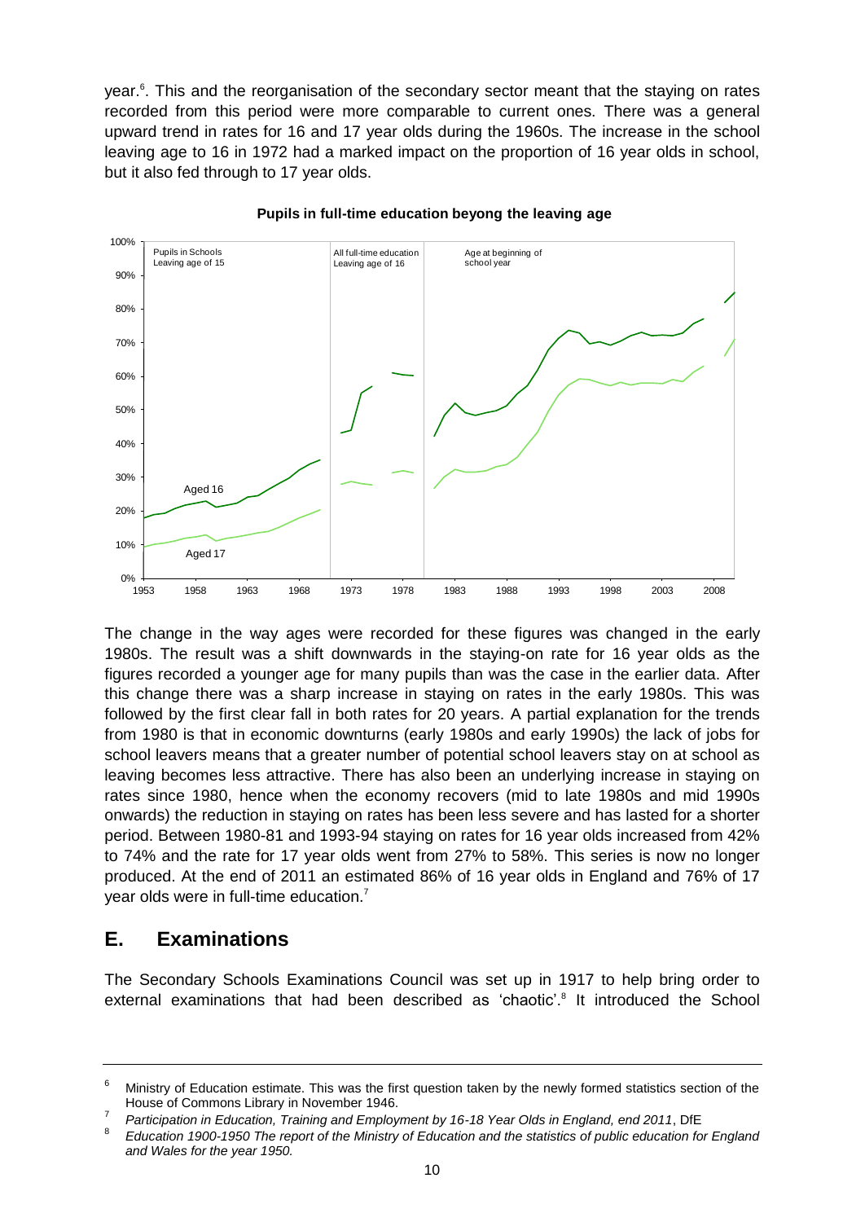year.[6]. This and the reorganisation of the secondary sector meant that the staying on rates recorded from this period were more comparable to current ones. There was a general upward trend in rates for 16 and 17 year olds during the 1960s. The increase in the school leaving age to 16 in 1972 had a marked impact on the proportion of 16 year olds in school, but it also fed through to 17 year olds.

**Pupils in full-time education beyong the leaving age**

The change in the way ages were recorded for these figures was changed in the early 1980s. The result was a shift downwards in the staying-on rate for 16 year olds as the figures recorded a younger age for many pupils than was the case in the earlier data. After this change there was a sharp increase in staying on rates in the early 1980s. This was followed by the first clear fall in both rates for 20 years. A partial explanation for the trends from 1980 is that in economic downturns (early 1980s and early 1990s) the lack of jobs for school leavers means that a greater number of potential school leavers stay on at school as leaving becomes less attractive. There has also been an underlying increase in staying on rates since 1980, hence when the economy recovers (mid to late 1980s and mid 1990s onwards) the reduction in staying on rates has been less severe and has lasted for a shorter period. Between 1980-81 and 1993-94 staying on rates for 16 year olds increased from 42% to 74% and the rate for 17 year olds went from 27% to 58%. This series is now no longer produced. At the end of 2011 an estimated 86% of 16 year olds in England and 76% of 17 year olds were in full-time education.[7]

## E. Examinations

The Secondary Schools Examinations Council was set up in 1917 to help bring order to external examinations that had been described as 'chaotic'.[8] It introduced the School

---

[6] Ministry of Education estimate. This was the first question taken by the newly formed statistics section of the House of Commons Library in November 1946.

[7] *Participation in Education, Training and Employment by 16-18 Year Olds in England, end 2011*, DfE

[8] *Education 1900-1950 The report of the Ministry of Education and the statistics of public education for England and Wales for the year 1950.*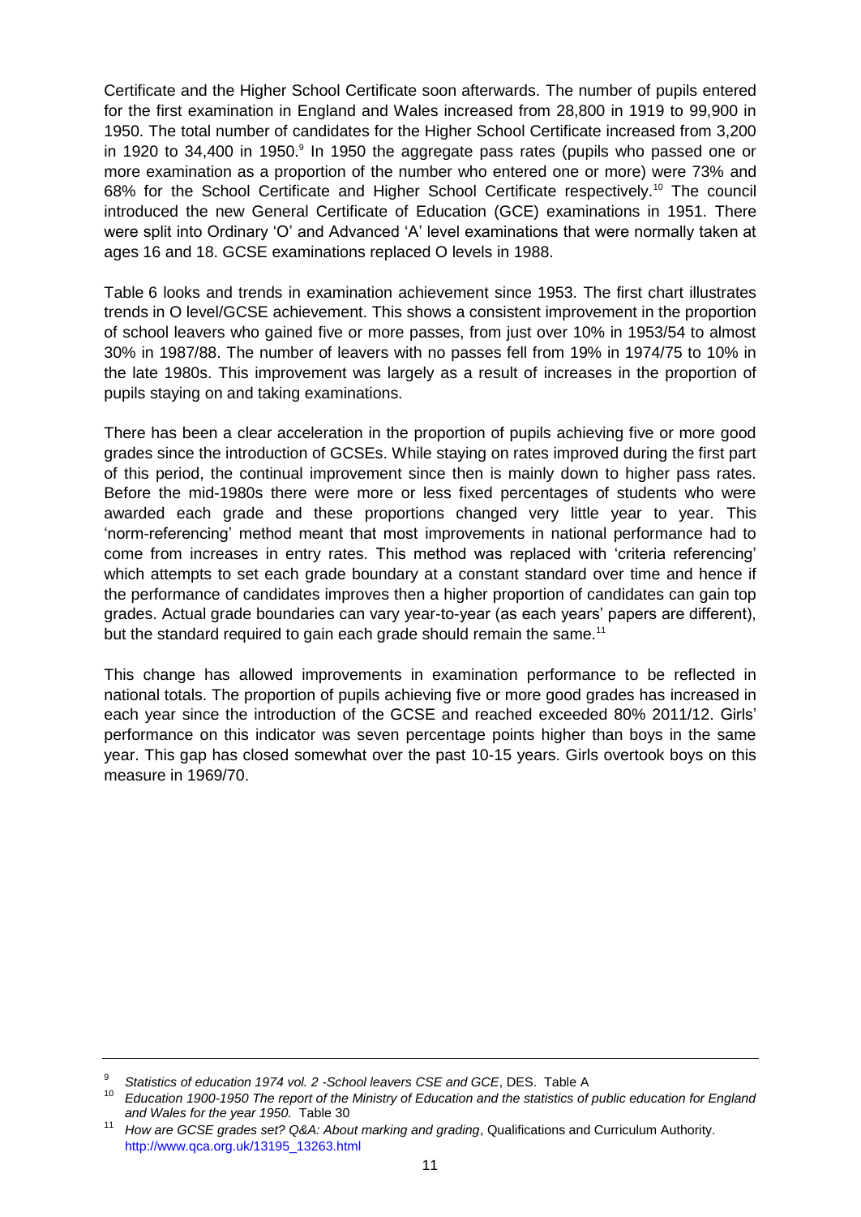Certificate and the Higher School Certificate soon afterwards. The number of pupils entered for the first examination in England and Wales increased from 28,800 in 1919 to 99,900 in 1950. The total number of candidates for the Higher School Certificate increased from 3,200 in 1920 to 34,400 in 1950.[9] In 1950 the aggregate pass rates (pupils who passed one or more examination as a proportion of the number who entered one or more) were 73% and 68% for the School Certificate and Higher School Certificate respectively.[10] The council introduced the new General Certificate of Education (GCE) examinations in 1951. There were split into Ordinary 'O' and Advanced 'A' level examinations that were normally taken at ages 16 and 18. GCSE examinations replaced O levels in 1988.

Table 6 looks and trends in examination achievement since 1953. The first chart illustrates trends in O level/GCSE achievement. This shows a consistent improvement in the proportion of school leavers who gained five or more passes, from just over 10% in 1953/54 to almost 30% in 1987/88. The number of leavers with no passes fell from 19% in 1974/75 to 10% in the late 1980s. This improvement was largely as a result of increases in the proportion of pupils staying on and taking examinations.

There has been a clear acceleration in the proportion of pupils achieving five or more good grades since the introduction of GCSEs. While staying on rates improved during the first part of this period, the continual improvement since then is mainly down to higher pass rates. Before the mid-1980s there were more or less fixed percentages of students who were awarded each grade and these proportions changed very little year to year. This 'norm-referencing' method meant that most improvements in national performance had to come from increases in entry rates. This method was replaced with 'criteria referencing' which attempts to set each grade boundary at a constant standard over time and hence if the performance of candidates improves then a higher proportion of candidates can gain top grades. Actual grade boundaries can vary year-to-year (as each years' papers are different), but the standard required to gain each grade should remain the same.[11]

This change has allowed improvements in examination performance to be reflected in national totals. The proportion of pupils achieving five or more good grades has increased in each year since the introduction of the GCSE and reached exceeded 80% 2011/12. Girls' performance on this indicator was seven percentage points higher than boys in the same year. This gap has closed somewhat over the past 10-15 years. Girls overtook boys on this measure in 1969/70.

---

[9] *Statistics of education 1974 vol. 2 -School leavers CSE and GCE*, DES. Table A

[10] *Education 1900-1950 The report of the Ministry of Education and the statistics of public education for England and Wales for the year 1950.* Table 30

[11] *How are GCSE grades set? Q&A: About marking and grading*, Qualifications and Curriculum Authority. http://www.qca.org.uk/13195_13263.html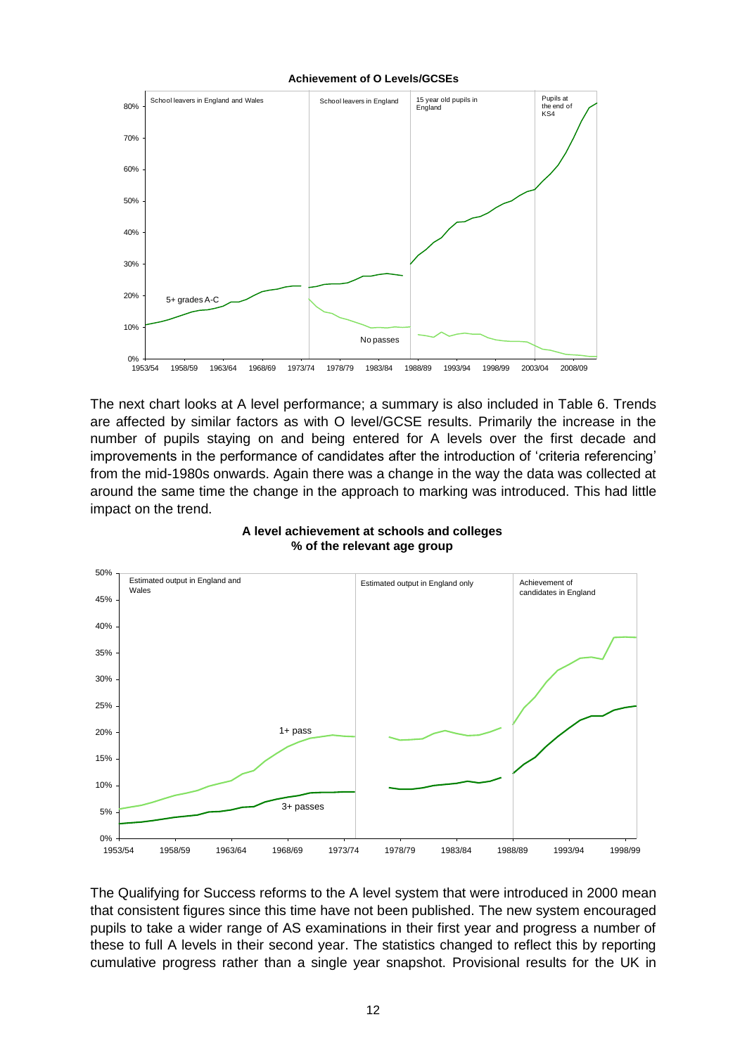**Achievement of O Levels/GCSEs**

The next chart looks at A level performance; a summary is also included in Table 6. Trends are affected by similar factors as with O level/GCSE results. Primarily the increase in the number of pupils staying on and being entered for A levels over the first decade and improvements in the performance of candidates after the introduction of 'criteria referencing' from the mid-1980s onwards. Again there was a change in the way the data was collected at around the same time the change in the approach to marking was introduced. This had little impact on the trend.

**A level achievement at schools and colleges**
**% of the relevant age group**

The Qualifying for Success reforms to the A level system that were introduced in 2000 mean that consistent figures since this time have not been published. The new system encouraged pupils to take a wider range of AS examinations in their first year and progress a number of these to full A levels in their second year. The statistics changed to reflect this by reporting cumulative progress rather than a single year snapshot. Provisional results for the UK in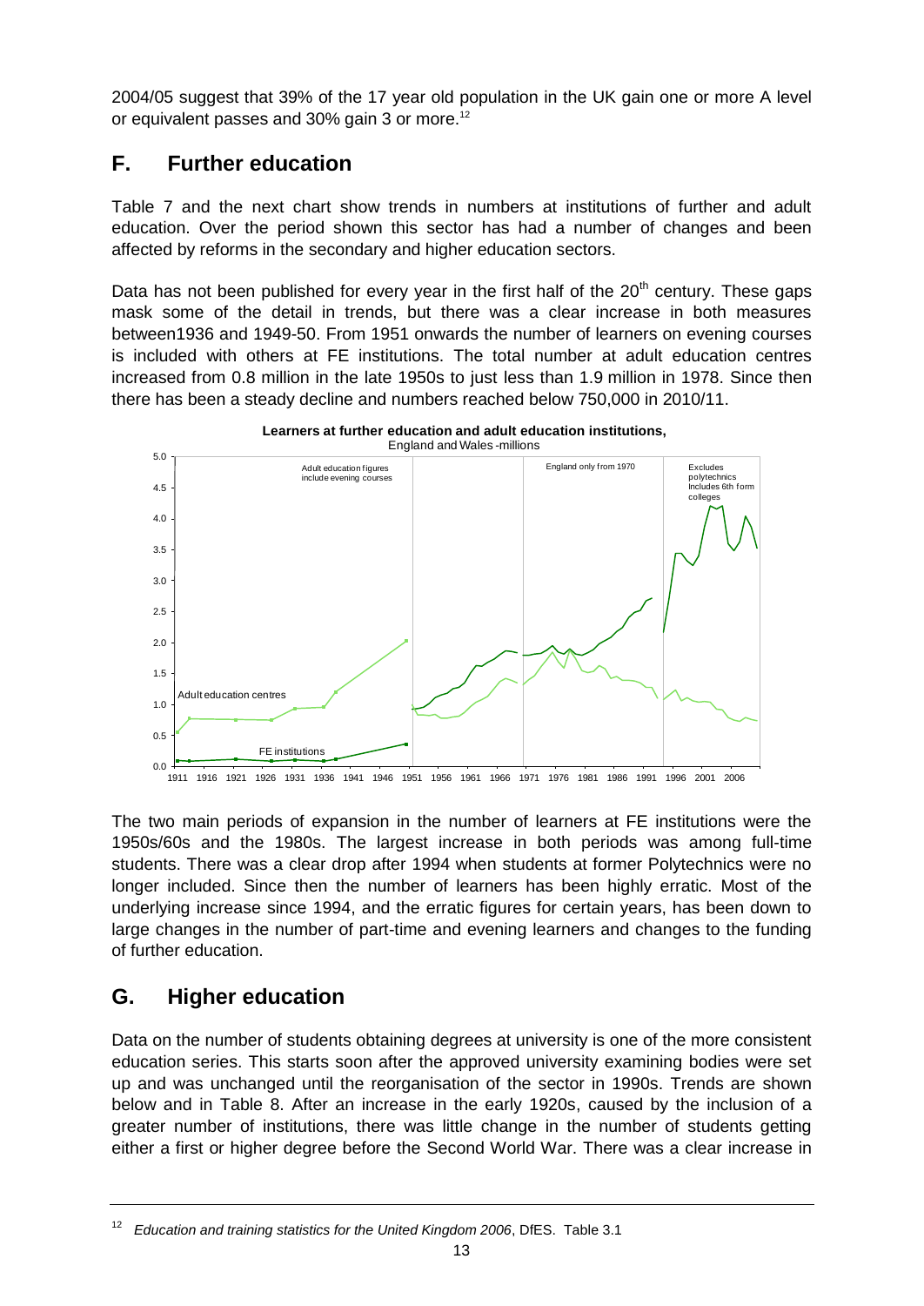2004/05 suggest that 39% of the 17 year old population in the UK gain one or more A level or equivalent passes and 30% gain 3 or more.[12]

## F. Further education

Table 7 and the next chart show trends in numbers at institutions of further and adult education. Over the period shown this sector has had a number of changes and been affected by reforms in the secondary and higher education sectors.

Data has not been published for every year in the first half of the 20th century. These gaps mask some of the detail in trends, but there was a clear increase in both measures between1936 and 1949-50. From 1951 onwards the number of learners on evening courses is included with others at FE institutions. The total number at adult education centres increased from 0.8 million in the late 1950s to just less than 1.9 million in 1978. Since then there has been a steady decline and numbers reached below 750,000 in 2010/11.

**Learners at further education and adult education institutions,**
England and Wales -millions

The two main periods of expansion in the number of learners at FE institutions were the 1950s/60s and the 1980s. The largest increase in both periods was among full-time students. There was a clear drop after 1994 when students at former Polytechnics were no longer included. Since then the number of learners has been highly erratic. Most of the underlying increase since 1994, and the erratic figures for certain years, has been down to large changes in the number of part-time and evening learners and changes to the funding of further education.

## G. Higher education

Data on the number of students obtaining degrees at university is one of the more consistent education series. This starts soon after the approved university examining bodies were set up and was unchanged until the reorganisation of the sector in 1990s. Trends are shown below and in Table 8. After an increase in the early 1920s, caused by the inclusion of a greater number of institutions, there was little change in the number of students getting either a first or higher degree before the Second World War. There was a clear increase in

---

[12] *Education and training statistics for the United Kingdom 2006*, DfES. Table 3.1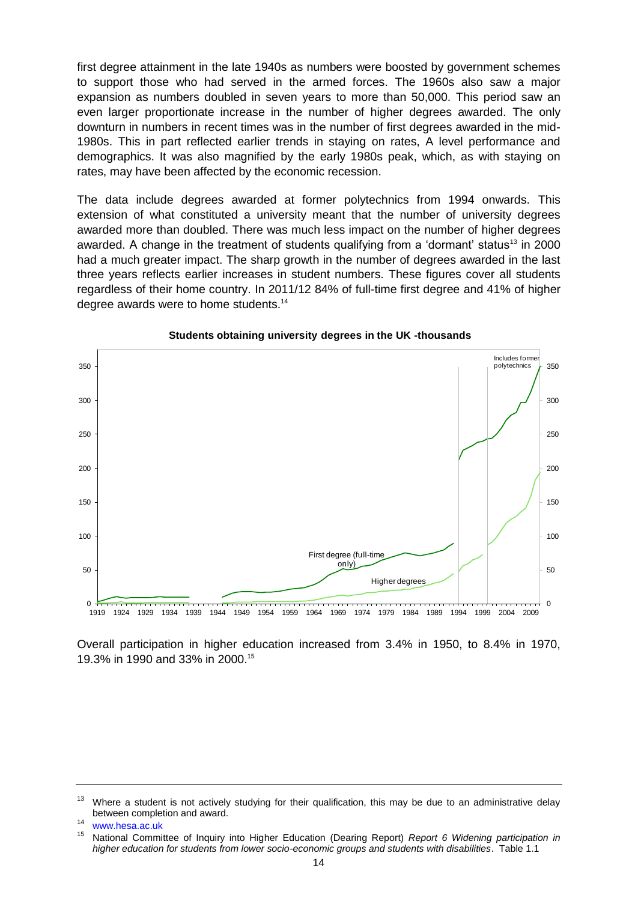first degree attainment in the late 1940s as numbers were boosted by government schemes to support those who had served in the armed forces. The 1960s also saw a major expansion as numbers doubled in seven years to more than 50,000. This period saw an even larger proportionate increase in the number of higher degrees awarded. The only downturn in numbers in recent times was in the number of first degrees awarded in the mid-1980s. This in part reflected earlier trends in staying on rates, A level performance and demographics. It was also magnified by the early 1980s peak, which, as with staying on rates, may have been affected by the economic recession.

The data include degrees awarded at former polytechnics from 1994 onwards. This extension of what constituted a university meant that the number of university degrees awarded more than doubled. There was much less impact on the number of higher degrees awarded. A change in the treatment of students qualifying from a 'dormant' status[13] in 2000 had a much greater impact. The sharp growth in the number of degrees awarded in the last three years reflects earlier increases in student numbers. These figures cover all students regardless of their home country. In 2011/12 84% of full-time first degree and 41% of higher degree awards were to home students.[14]

**Students obtaining university degrees in the UK -thousands**

Overall participation in higher education increased from 3.4% in 1950, to 8.4% in 1970, 19.3% in 1990 and 33% in 2000.[15]

---

[13] Where a student is not actively studying for their qualification, this may be due to an administrative delay between completion and award.

[14] www.hesa.ac.uk

[15] National Committee of Inquiry into Higher Education (Dearing Report) *Report 6 Widening participation in higher education for students from lower socio-economic groups and students with disabilities*. Table 1.1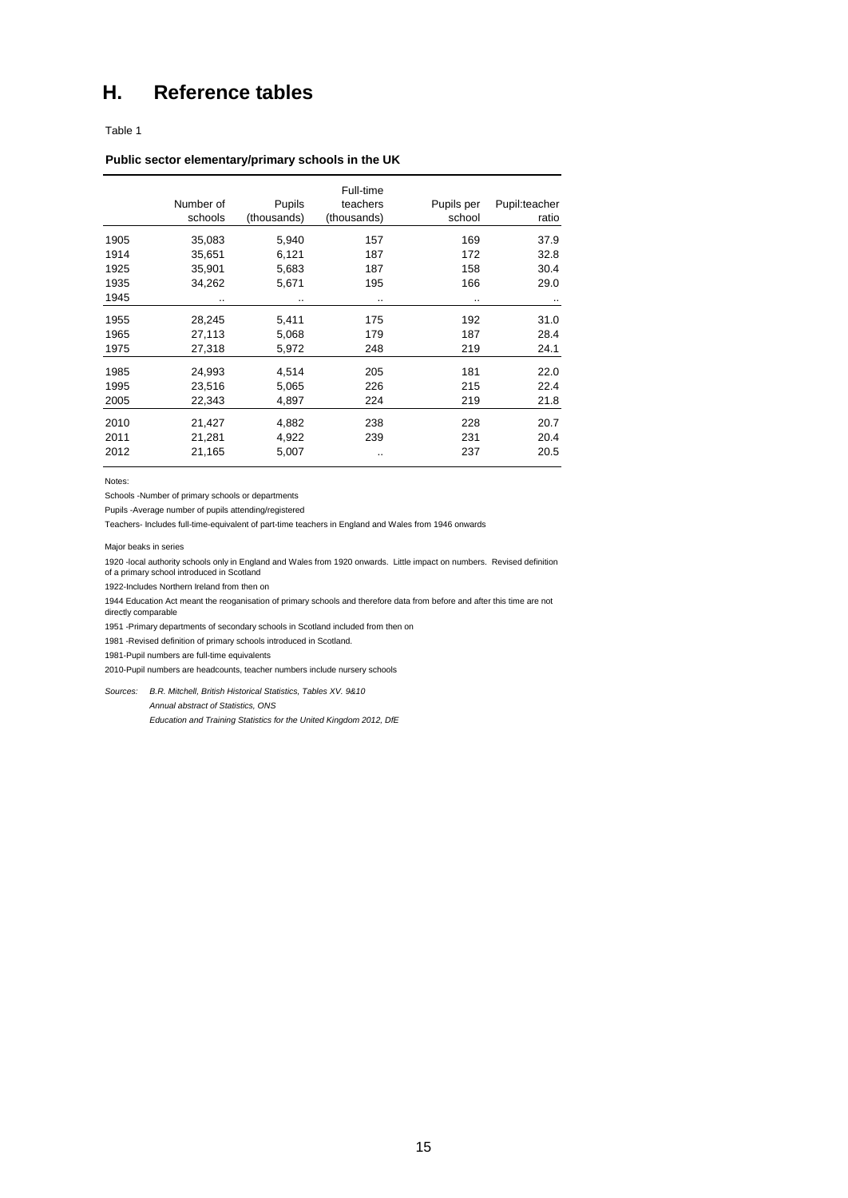# H. Reference tables

Table 1

**Public sector elementary/primary schools in the UK**

| | Number of schools | Pupils (thousands) | Full-time teachers (thousands) | Pupils per school | Pupil:teacher ratio |
|---|---|---|---|---|---|
| 1905 | 35,083 | 5,940 | 157 | 169 | 37.9 |
| 1914 | 35,651 | 6,121 | 187 | 172 | 32.8 |
| 1925 | 35,901 | 5,683 | 187 | 158 | 30.4 |
| 1935 | 34,262 | 5,671 | 195 | 166 | 29.0 |
| 1945 | .. | .. | .. | .. | .. |
| 1955 | 28,245 | 5,411 | 175 | 192 | 31.0 |
| 1965 | 27,113 | 5,068 | 179 | 187 | 28.4 |
| 1975 | 27,318 | 5,972 | 248 | 219 | 24.1 |
| 1985 | 24,993 | 4,514 | 205 | 181 | 22.0 |
| 1995 | 23,516 | 5,065 | 226 | 215 | 22.4 |
| 2005 | 22,343 | 4,897 | 224 | 219 | 21.8 |
| 2010 | 21,427 | 4,882 | 238 | 228 | 20.7 |
| 2011 | 21,281 | 4,922 | 239 | 231 | 20.4 |
| 2012 | 21,165 | 5,007 | .. | 237 | 20.5 |

Notes:

Schools -Number of primary schools or departments

Pupils -Average number of pupils attending/registered

Teachers- Includes full-time-equivalent of part-time teachers in England and Wales from 1946 onwards

Major beaks in series

1920 -local authority schools only in England and Wales from 1920 onwards. Little impact on numbers. Revised definition of a primary school introduced in Scotland

1922-Includes Northern Ireland from then on

1944 Education Act meant the reoganisation of primary schools and therefore data from before and after this time are not directly comparable

1951 -Primary departments of secondary schools in Scotland included from then on

1981 -Revised definition of primary schools introduced in Scotland.

1981-Pupil numbers are full-time equivalents

2010-Pupil numbers are headcounts, teacher numbers include nursery schools

*Sources: B.R. Mitchell, British Historical Statistics, Tables XV. 9&10*

*Annual abstract of Statistics, ONS*

*Education and Training Statistics for the United Kingdom 2012, DfE*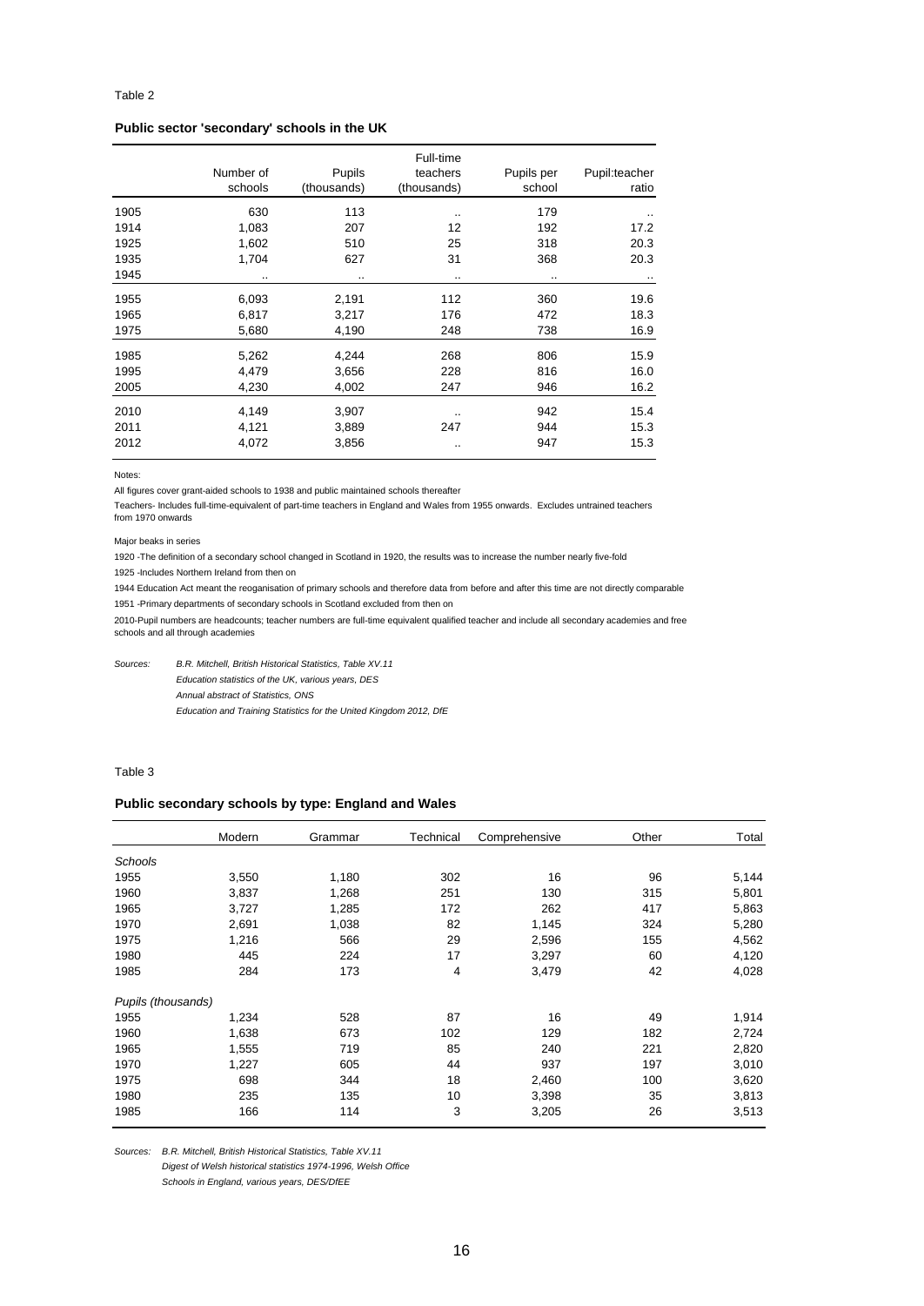Table 2

**Public sector 'secondary' schools in the UK**

| | Number of schools | Pupils (thousands) | Full-time teachers (thousands) | Pupils per school | Pupil:teacher ratio |
|---|---|---|---|---|---|
| 1905 | 630 | 113 | .. | 179 | .. |
| 1914 | 1,083 | 207 | 12 | 192 | 17.2 |
| 1925 | 1,602 | 510 | 25 | 318 | 20.3 |
| 1935 | 1,704 | 627 | 31 | 368 | 20.3 |
| 1945 | .. | .. | .. | .. | .. |
| 1955 | 6,093 | 2,191 | 112 | 360 | 19.6 |
| 1965 | 6,817 | 3,217 | 176 | 472 | 18.3 |
| 1975 | 5,680 | 4,190 | 248 | 738 | 16.9 |
| 1985 | 5,262 | 4,244 | 268 | 806 | 15.9 |
| 1995 | 4,479 | 3,656 | 228 | 816 | 16.0 |
| 2005 | 4,230 | 4,002 | 247 | 946 | 16.2 |
| 2010 | 4,149 | 3,907 | .. | 942 | 15.4 |
| 2011 | 4,121 | 3,889 | 247 | 944 | 15.3 |
| 2012 | 4,072 | 3,856 | .. | 947 | 15.3 |

Notes:

All figures cover grant-aided schools to 1938 and public maintained schools thereafter

Teachers- Includes full-time-equivalent of part-time teachers in England and Wales from 1955 onwards. Excludes untrained teachers from 1970 onwards

Major beaks in series

1920 -The definition of a secondary school changed in Scotland in 1920, the results was to increase the number nearly five-fold

1925 -Includes Northern Ireland from then on

1944 Education Act meant the reoganisation of primary schools and therefore data from before and after this time are not directly comparable

1951 -Primary departments of secondary schools in Scotland excluded from then on

2010-Pupil numbers are headcounts; teacher numbers are full-time equivalent qualified teacher and include all secondary academies and free schools and all through academies

*Sources:* *B.R. Mitchell, British Historical Statistics, Table XV.11*
*Education statistics of the UK, various years, DES*
*Annual abstract of Statistics, ONS*
*Education and Training Statistics for the United Kingdom 2012, DfE*

Table 3

**Public secondary schools by type: England and Wales**

| | Modern | Grammar | Technical | Comprehensive | Other | Total |
|---|---|---|---|---|---|---|
| *Schools* | | | | | | |
| 1955 | 3,550 | 1,180 | 302 | 16 | 96 | 5,144 |
| 1960 | 3,837 | 1,268 | 251 | 130 | 315 | 5,801 |
| 1965 | 3,727 | 1,285 | 172 | 262 | 417 | 5,863 |
| 1970 | 2,691 | 1,038 | 82 | 1,145 | 324 | 5,280 |
| 1975 | 1,216 | 566 | 29 | 2,596 | 155 | 4,562 |
| 1980 | 445 | 224 | 17 | 3,297 | 60 | 4,120 |
| 1985 | 284 | 173 | 4 | 3,479 | 42 | 4,028 |
| *Pupils (thousands)* | | | | | | |
| 1955 | 1,234 | 528 | 87 | 16 | 49 | 1,914 |
| 1960 | 1,638 | 673 | 102 | 129 | 182 | 2,724 |
| 1965 | 1,555 | 719 | 85 | 240 | 221 | 2,820 |
| 1970 | 1,227 | 605 | 44 | 937 | 197 | 3,010 |
| 1975 | 698 | 344 | 18 | 2,460 | 100 | 3,620 |
| 1980 | 235 | 135 | 10 | 3,398 | 35 | 3,813 |
| 1985 | 166 | 114 | 3 | 3,205 | 26 | 3,513 |

*Sources:* *B.R. Mitchell, British Historical Statistics, Table XV.11*
*Digest of Welsh historical statistics 1974-1996, Welsh Office*
*Schools in England, various years, DES/DfEE*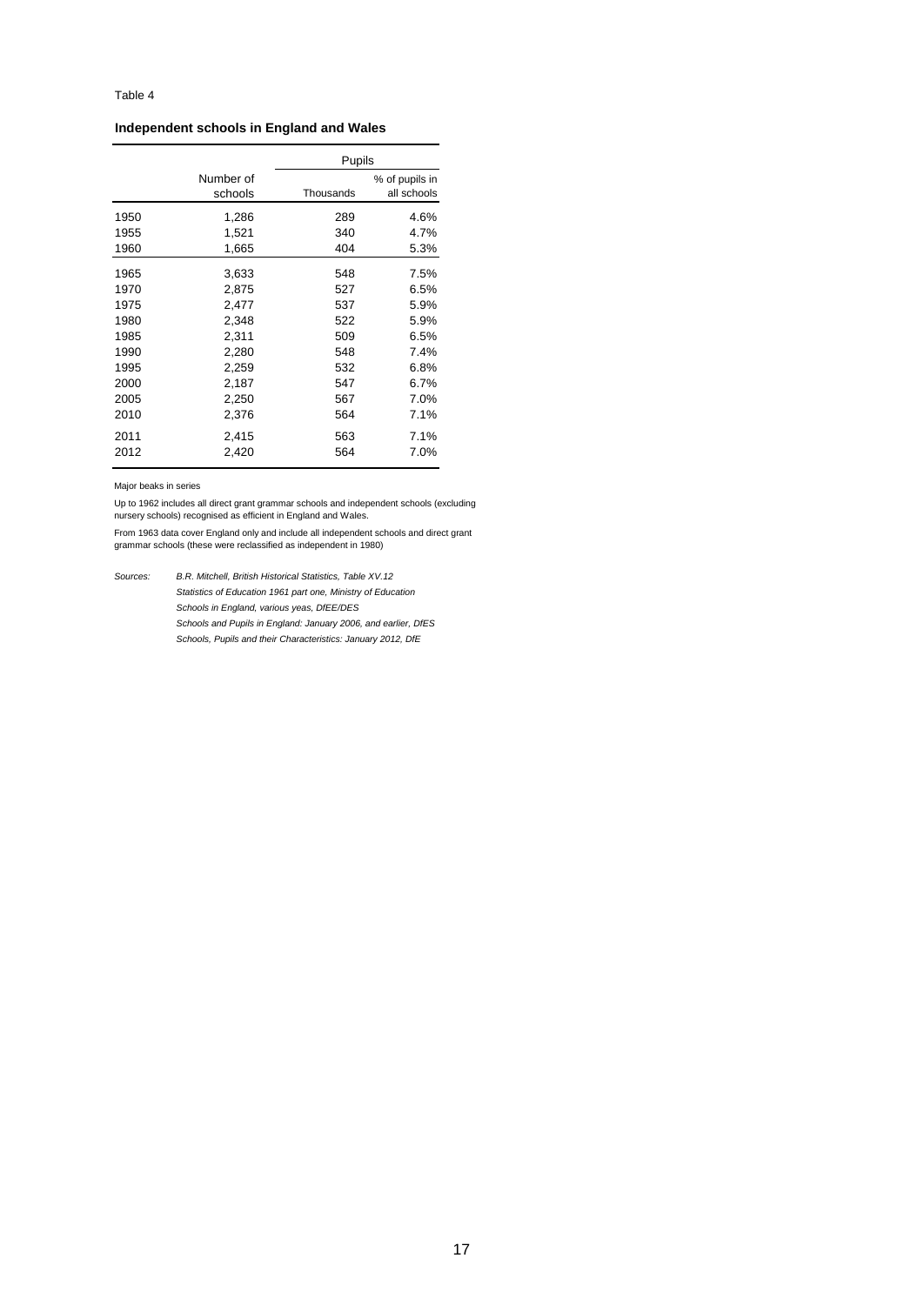Table 4

**Independent schools in England and Wales**

| | Number of schools | Pupils | |
|---|---|---|---|
| | | Thousands | % of pupils in all schools |
| 1950 | 1,286 | 289 | 4.6% |
| 1955 | 1,521 | 340 | 4.7% |
| 1960 | 1,665 | 404 | 5.3% |
| 1965 | 3,633 | 548 | 7.5% |
| 1970 | 2,875 | 527 | 6.5% |
| 1975 | 2,477 | 537 | 5.9% |
| 1980 | 2,348 | 522 | 5.9% |
| 1985 | 2,311 | 509 | 6.5% |
| 1990 | 2,280 | 548 | 7.4% |
| 1995 | 2,259 | 532 | 6.8% |
| 2000 | 2,187 | 547 | 6.7% |
| 2005 | 2,250 | 567 | 7.0% |
| 2010 | 2,376 | 564 | 7.1% |
| 2011 | 2,415 | 563 | 7.1% |
| 2012 | 2,420 | 564 | 7.0% |

Major beaks in series

Up to 1962 includes all direct grant grammar schools and independent schools (excluding nursery schools) recognised as efficient in England and Wales.

From 1963 data cover England only and include all independent schools and direct grant grammar schools (these were reclassified as independent in 1980)

*Sources:* *B.R. Mitchell, British Historical Statistics, Table XV.12*
*Statistics of Education 1961 part one, Ministry of Education*
*Schools in England, various yeas, DfEE/DES*
*Schools and Pupils in England: January 2006, and earlier, DfES*
*Schools, Pupils and their Characteristics: January 2012, DfE*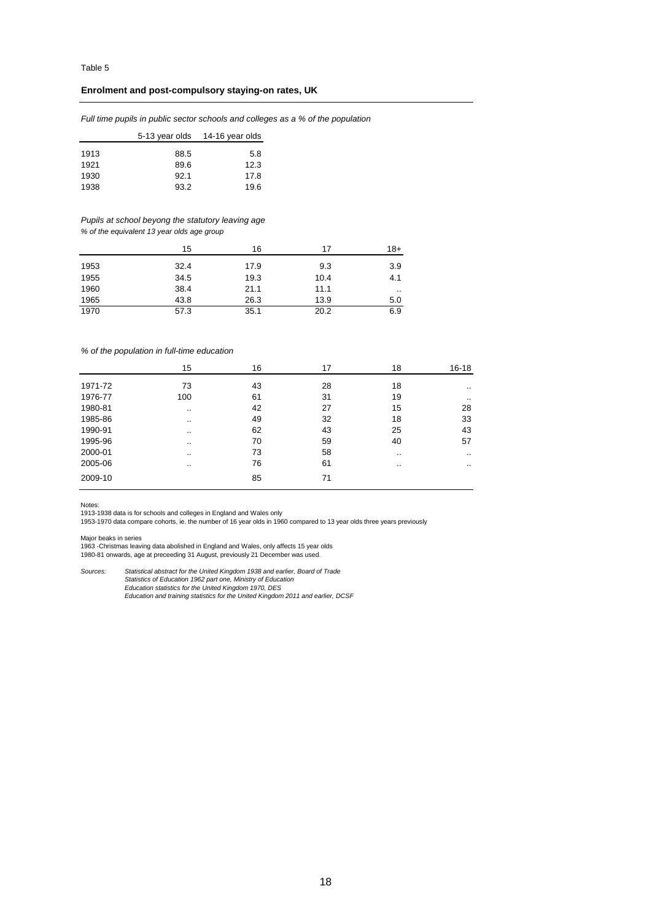Table 5

**Enrolment and post-compulsory staying-on rates, UK**

*Full time pupils in public sector schools and colleges as a % of the population*

| | 5-13 year olds | 14-16 year olds |
|---|---|---|
| 1913 | 88.5 | 5.8 |
| 1921 | 89.6 | 12.3 |
| 1930 | 92.1 | 17.8 |
| 1938 | 93.2 | 19.6 |

*Pupils at school beyong the statutory leaving age*
*% of the equivalent 13 year olds age group*

| | 15 | 16 | 17 | 18+ |
|---|---|---|---|---|
| 1953 | 32.4 | 17.9 | 9.3 | 3.9 |
| 1955 | 34.5 | 19.3 | 10.4 | 4.1 |
| 1960 | 38.4 | 21.1 | 11.1 | .. |
| 1965 | 43.8 | 26.3 | 13.9 | 5.0 |
| 1970 | 57.3 | 35.1 | 20.2 | 6.9 |

*% of the population in full-time education*

| | 15 | 16 | 17 | 18 | 16-18 |
|---|---|---|---|---|---|
| 1971-72 | 73 | 43 | 28 | 18 | .. |
| 1976-77 | 100 | 61 | 31 | 19 | .. |
| 1980-81 | .. | 42 | 27 | 15 | 28 |
| 1985-86 | .. | 49 | 32 | 18 | 33 |
| 1990-91 | .. | 62 | 43 | 25 | 43 |
| 1995-96 | .. | 70 | 59 | 40 | 57 |
| 2000-01 | .. | 73 | 58 | .. | .. |
| 2005-06 | .. | 76 | 61 | .. | .. |
| 2009-10 | | 85 | 71 | | |

Notes:
1913-1938 data is for schools and colleges in England and Wales only
1953-1970 data compare cohorts, ie. the number of 16 year olds in 1960 compared to 13 year olds three years previously

Major beaks in series
1963 -Christmas leaving data abolished in England and Wales, only affects 15 year olds
1980-81 onwards, age at preceeding 31 August, previously 21 December was used.

Sources: *Statistical abstract for the United Kingdom 1938 and earlier, Board of Trade*
*Statistics of Education 1962 part one, Ministry of Education*
*Education statistics for the United Kingdom 1970, DES*
*Education and training statistics for the United Kingdom 2011 and earlier, DCSF*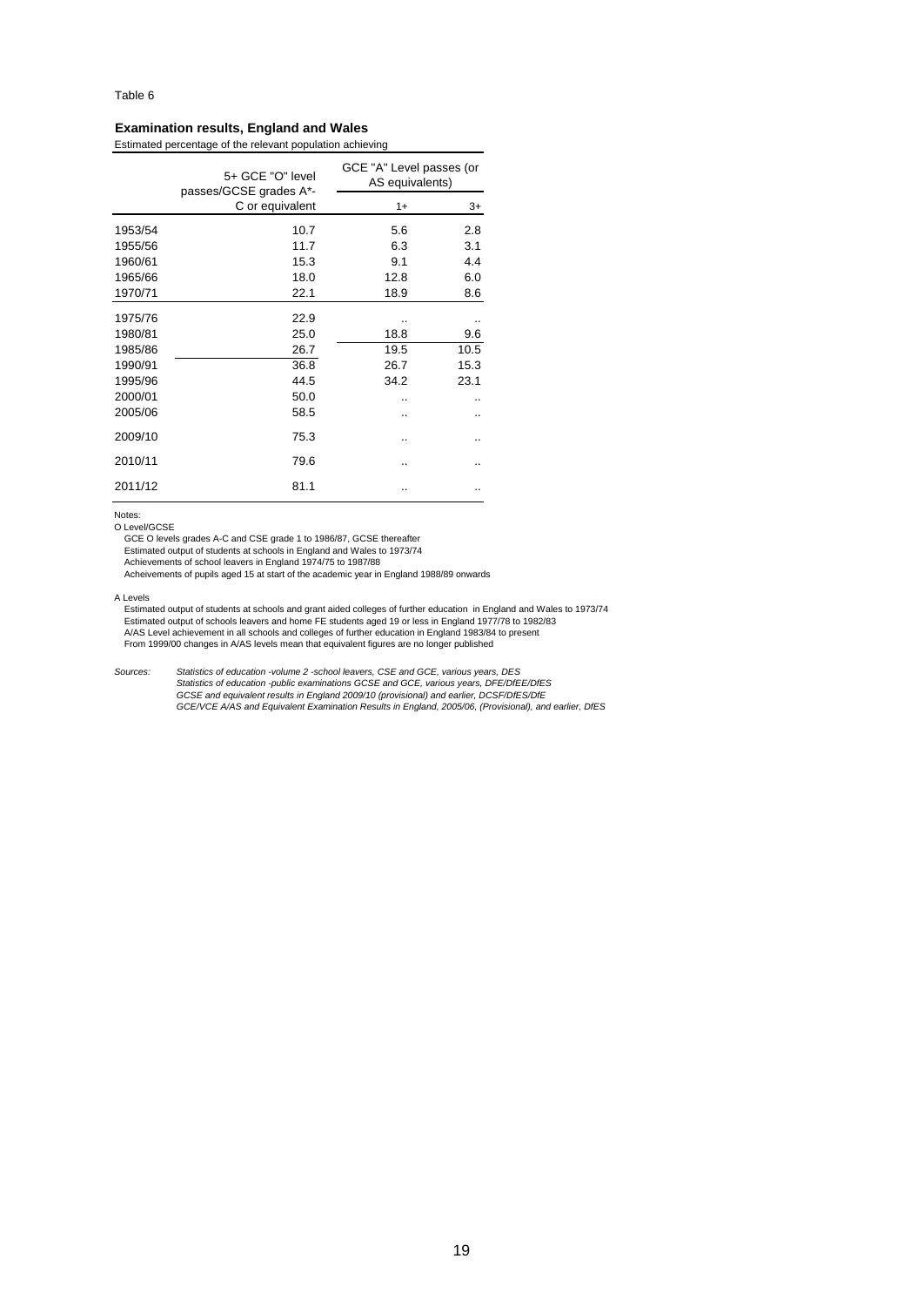Table 6

**Examination results, England and Wales**

Estimated percentage of the relevant population achieving

| | 5+ GCE "O" level passes/GCSE grades A*-C or equivalent | GCE "A" Level passes (or AS equivalents) | |
|---|---|---|---|
| | | 1+ | 3+ |
| 1953/54 | 10.7 | 5.6 | 2.8 |
| 1955/56 | 11.7 | 6.3 | 3.1 |
| 1960/61 | 15.3 | 9.1 | 4.4 |
| 1965/66 | 18.0 | 12.8 | 6.0 |
| 1970/71 | 22.1 | 18.9 | 8.6 |
| 1975/76 | 22.9 | .. | .. |
| 1980/81 | 25.0 | 18.8 | 9.6 |
| 1985/86 | 26.7 | 19.5 | 10.5 |
| 1990/91 | 36.8 | 26.7 | 15.3 |
| 1995/96 | 44.5 | 34.2 | 23.1 |
| 2000/01 | 50.0 | .. | .. |
| 2005/06 | 58.5 | .. | .. |
| 2009/10 | 75.3 | .. | .. |
| 2010/11 | 79.6 | .. | .. |
| 2011/12 | 81.1 | .. | .. |

Notes:

O Level/GCSE

GCE O levels grades A-C and CSE grade 1 to 1986/87, GCSE thereafter
Estimated output of students at schools in England and Wales to 1973/74
Achievements of school leavers in England 1974/75 to 1987/88
Acheivements of pupils aged 15 at start of the academic year in England 1988/89 onwards

A Levels

Estimated output of students at schools and grant aided colleges of further education in England and Wales to 1973/74
Estimated output of schools leavers and home FE students aged 19 or less in England 1977/78 to 1982/83
A/AS Level achievement in all schools and colleges of further education in England 1983/84 to present
From 1999/00 changes in A/AS levels mean that equivalent figures are no longer published

*Sources:* *Statistics of education -volume 2 -school leavers, CSE and GCE, various years, DES*
*Statistics of education -public examinations GCSE and GCE, various years, DFE/DfEE/DfES*
*GCSE and equivalent results in England 2009/10 (provisional) and earlier, DCSF/DfES/DfE*
*GCE/VCE A/AS and Equivalent Examination Results in England, 2005/06, (Provisional), and earlier, DfES*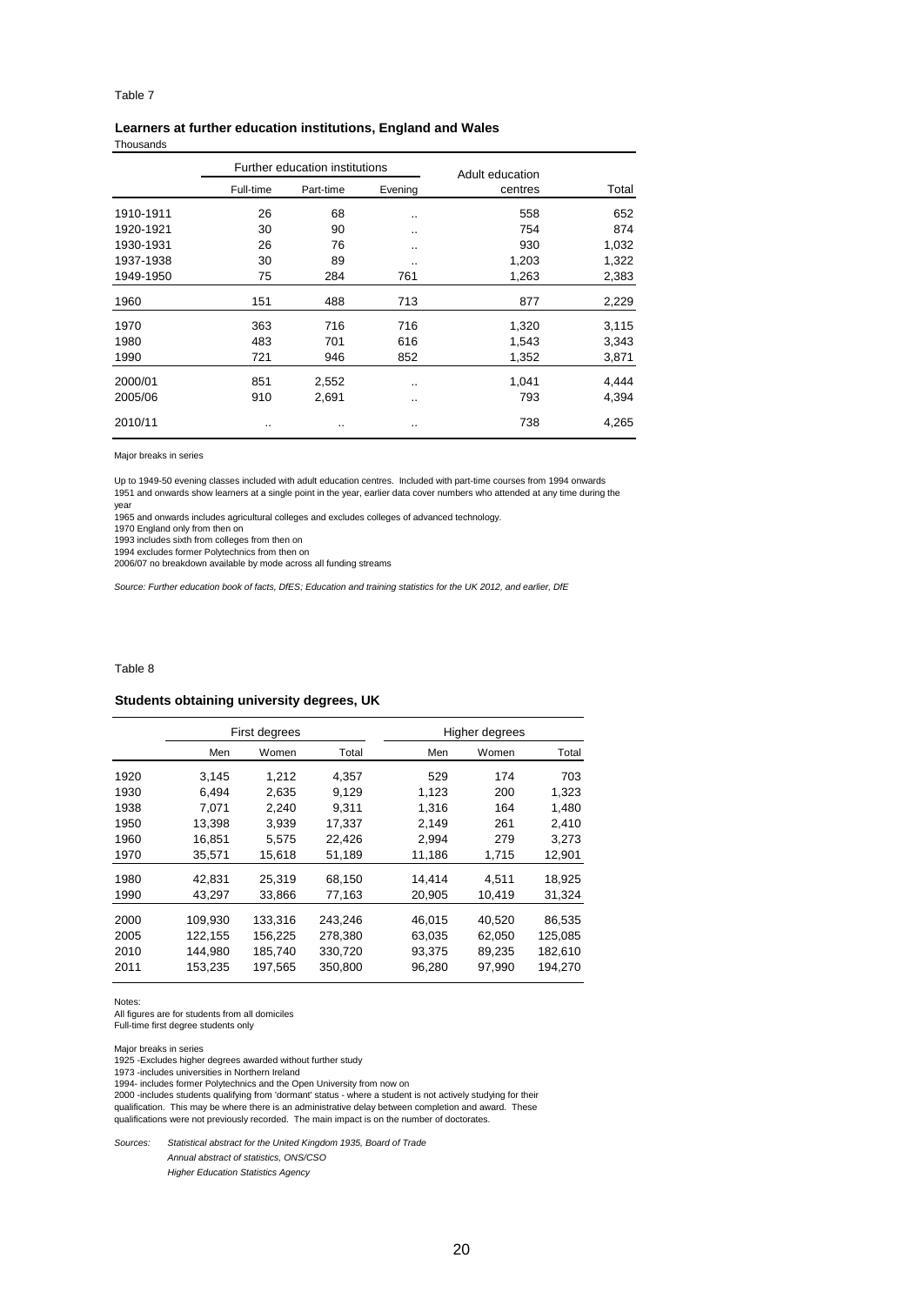Table 7

**Learners at further education institutions, England and Wales**

Thousands

| | Further education institutions | | | Adult education centres | Total |
|---|---|---|---|---|---|
| | Full-time | Part-time | Evening | | |
| 1910-1911 | 26 | 68 | .. | 558 | 652 |
| 1920-1921 | 30 | 90 | .. | 754 | 874 |
| 1930-1931 | 26 | 76 | .. | 930 | 1,032 |
| 1937-1938 | 30 | 89 | .. | 1,203 | 1,322 |
| 1949-1950 | 75 | 284 | 761 | 1,263 | 2,383 |
| 1960 | 151 | 488 | 713 | 877 | 2,229 |
| 1970 | 363 | 716 | 716 | 1,320 | 3,115 |
| 1980 | 483 | 701 | 616 | 1,543 | 3,343 |
| 1990 | 721 | 946 | 852 | 1,352 | 3,871 |
| 2000/01 | 851 | 2,552 | .. | 1,041 | 4,444 |
| 2005/06 | 910 | 2,691 | .. | 793 | 4,394 |
| 2010/11 | .. | .. | .. | 738 | 4,265 |

Major breaks in series

Up to 1949-50 evening classes included with adult education centres. Included with part-time courses from 1994 onwards
1951 and onwards show learners at a single point in the year, earlier data cover numbers who attended at any time during the year
1965 and onwards includes agricultural colleges and excludes colleges of advanced technology.
1970 England only from then on
1993 includes sixth from colleges from then on
1994 excludes former Polytechnics from then on
2006/07 no breakdown available by mode across all funding streams

*Source: Further education book of facts, DfES; Education and training statistics for the UK 2012, and earlier, DfE*

Table 8

**Students obtaining university degrees, UK**

| | First degrees | | | Higher degrees | | |
|---|---|---|---|---|---|---|
| | Men | Women | Total | Men | Women | Total |
| 1920 | 3,145 | 1,212 | 4,357 | 529 | 174 | 703 |
| 1930 | 6,494 | 2,635 | 9,129 | 1,123 | 200 | 1,323 |
| 1938 | 7,071 | 2,240 | 9,311 | 1,316 | 164 | 1,480 |
| 1950 | 13,398 | 3,939 | 17,337 | 2,149 | 261 | 2,410 |
| 1960 | 16,851 | 5,575 | 22,426 | 2,994 | 279 | 3,273 |
| 1970 | 35,571 | 15,618 | 51,189 | 11,186 | 1,715 | 12,901 |
| 1980 | 42,831 | 25,319 | 68,150 | 14,414 | 4,511 | 18,925 |
| 1990 | 43,297 | 33,866 | 77,163 | 20,905 | 10,419 | 31,324 |
| 2000 | 109,930 | 133,316 | 243,246 | 46,015 | 40,520 | 86,535 |
| 2005 | 122,155 | 156,225 | 278,380 | 63,035 | 62,050 | 125,085 |
| 2010 | 144,980 | 185,740 | 330,720 | 93,375 | 89,235 | 182,610 |
| 2011 | 153,235 | 197,565 | 350,800 | 96,280 | 97,990 | 194,270 |

Notes:
All figures are for students from all domiciles
Full-time first degree students only

Major breaks in series
1925 -Excludes higher degrees awarded without further study
1973 -includes universities in Northern Ireland
1994- includes former Polytechnics and the Open University from now on
2000 -includes students qualifying from 'dormant' status - where a student is not actively studying for their qualification. This may be where there is an administrative delay between completion and award. These qualifications were not previously recorded. The main impact is on the number of doctorates.

Sources: *Statistical abstract for the United Kingdom 1935, Board of Trade*
*Annual abstract of statistics, ONS/CSO*
*Higher Education Statistics Agency*